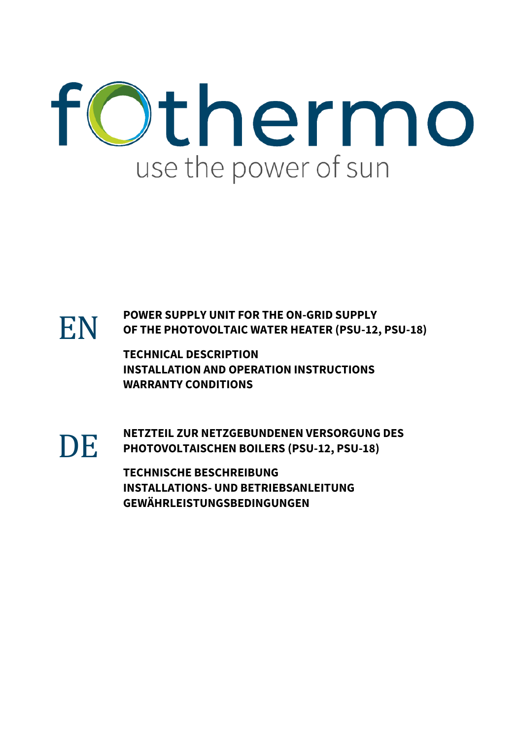# fothermo

use the power of sun

**EN**

**POWER SUPPLY UNIT FOR THE ON-GRID SUPPLY OF THE PHOTOVOLTAIC WATER HEATER (PSU-12, PSU-18)**

**TECHNICAL DESCRIPTION**
**INSTALLATION AND OPERATION INSTRUCTIONS**
**WARRANTY CONDITIONS**

**DE**

**NETZTEIL ZUR NETZGEBUNDENEN VERSORGUNG DES PHOTOVOLTAISCHEN BOILERS (PSU-12, PSU-18)**

**TECHNISCHE BESCHREIBUNG**
**INSTALLATIONS- UND BETRIEBSANLEITUNG**
**GEWÄHRLEISTUNGSBEDINGUNGEN**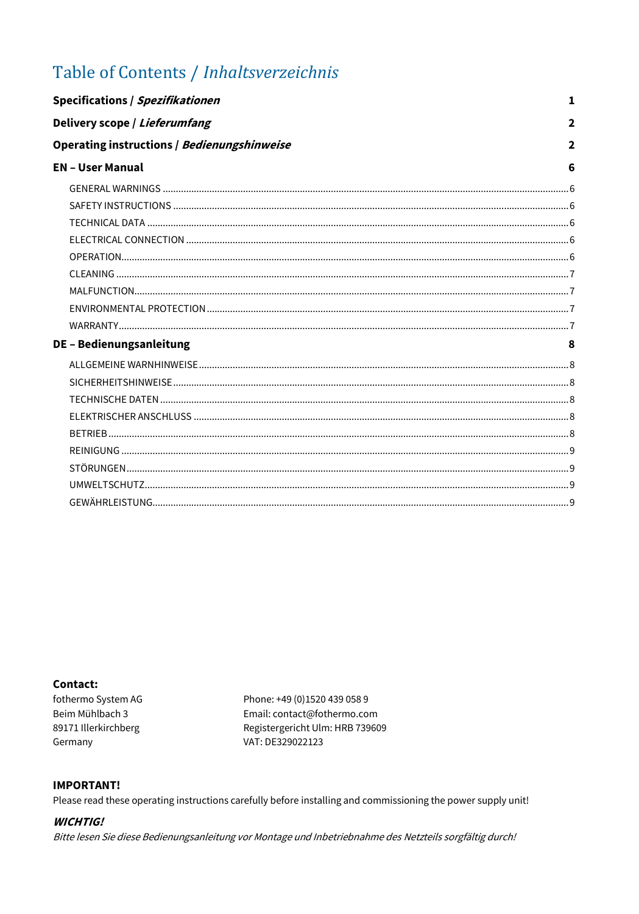# Table of Contents / *Inhaltsverzeichnis*

**Specifications / *Spezifikationen*** 1

**Delivery scope / *Lieferumfang*** 2

**Operating instructions / *Bedienungshinweise*** 2

**EN – User Manual** 6

- GENERAL WARNINGS ... 6
- SAFETY INSTRUCTIONS ... 6
- TECHNICAL DATA ... 6
- ELECTRICAL CONNECTION ... 6
- OPERATION ... 6
- CLEANING ... 7
- MALFUNCTION ... 7
- ENVIRONMENTAL PROTECTION ... 7
- WARRANTY ... 7

**DE – Bedienungsanleitung** 8

- ALLGEMEINE WARNHINWEISE ... 8
- SICHERHEITSHINWEISE ... 8
- TECHNISCHE DATEN ... 8
- ELEKTRISCHER ANSCHLUSS ... 8
- BETRIEB ... 8
- REINIGUNG ... 9
- STÖRUNGEN ... 9
- UMWELTSCHUTZ ... 9
- GEWÄHRLEISTUNG ... 9

**Contact:**

fothermo System AG
Beim Mühlbach 3
89171 Illerkirchberg
Germany

Phone: +49 (0)1520 439 058 9
Email: contact@fothermo.com
Registergericht Ulm: HRB 739609
VAT: DE329022123

**IMPORTANT!**

Please read these operating instructions carefully before installing and commissioning the power supply unit!

***WICHTIG!***

*Bitte lesen Sie diese Bedienungsanleitung vor Montage und Inbetriebnahme des Netzteils sorgfältig durch!*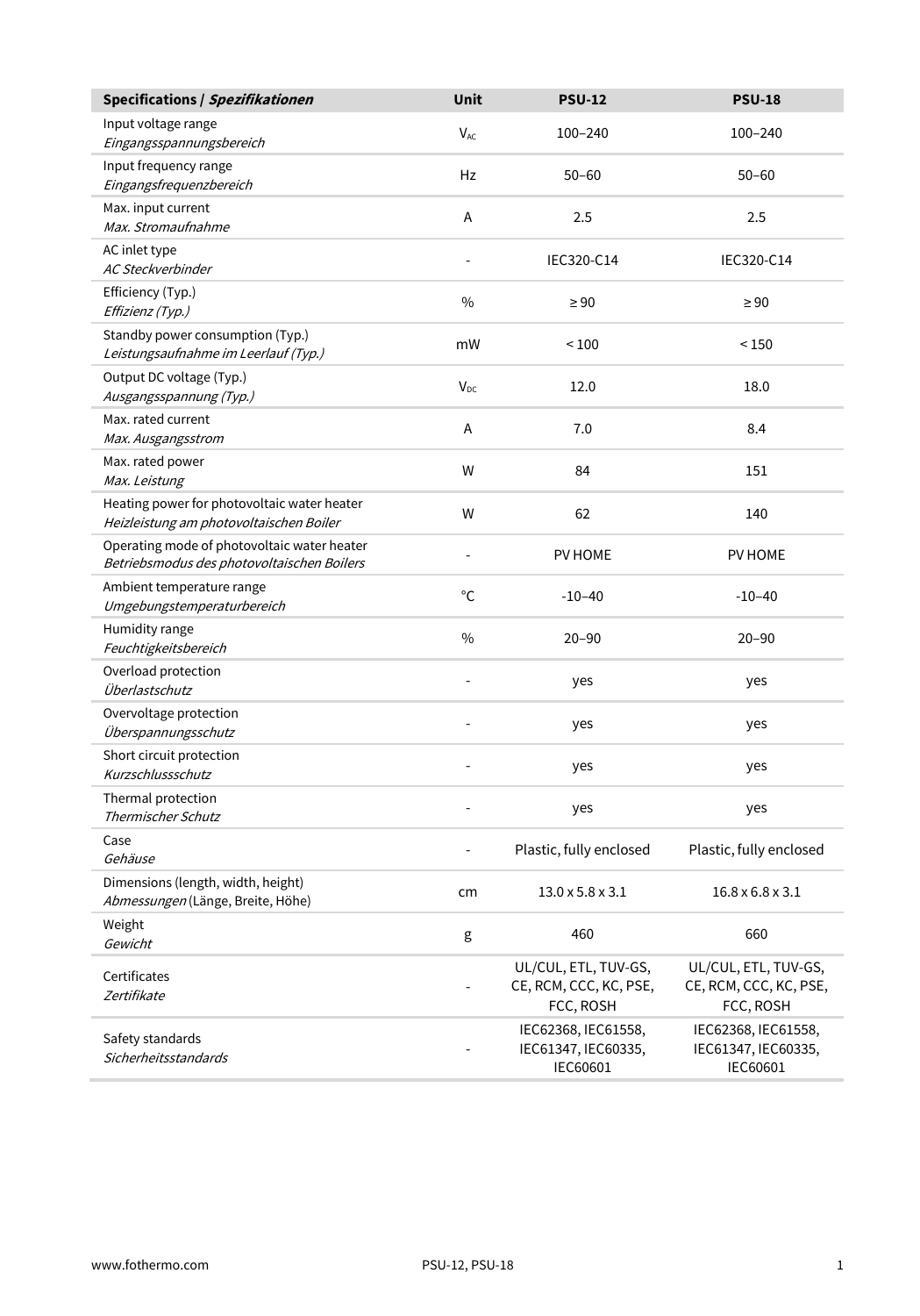| **Specifications / *Spezifikationen*** | **Unit** | **PSU-12** | **PSU-18** |
|---|---|---|---|
| Input voltage range<br>*Eingangsspannungsbereich* | $V_{AC}$ | 100–240 | 100–240 |
| Input frequency range<br>*Eingangsfrequenzbereich* | Hz | 50–60 | 50–60 |
| Max. input current<br>*Max. Stromaufnahme* | A | 2.5 | 2.5 |
| AC inlet type<br>*AC Steckverbinder* | - | IEC320-C14 | IEC320-C14 |
| Efficiency (Typ.)<br>*Effizienz (Typ.)* | % | ≥ 90 | ≥ 90 |
| Standby power consumption (Typ.)<br>*Leistungsaufnahme im Leerlauf (Typ.)* | mW | < 100 | < 150 |
| Output DC voltage (Typ.)<br>*Ausgangsspannung (Typ.)* | $V_{DC}$ | 12.0 | 18.0 |
| Max. rated current<br>*Max. Ausgangsstrom* | A | 7.0 | 8.4 |
| Max. rated power<br>*Max. Leistung* | W | 84 | 151 |
| Heating power for photovoltaic water heater<br>*Heizleistung am photovoltaischen Boiler* | W | 62 | 140 |
| Operating mode of photovoltaic water heater<br>*Betriebsmodus des photovoltaischen Boilers* | - | PV HOME | PV HOME |
| Ambient temperature range<br>*Umgebungstemperaturbereich* | °C | -10–40 | -10–40 |
| Humidity range<br>*Feuchtigkeitsbereich* | % | 20–90 | 20–90 |
| Overload protection<br>*Überlastschutz* | - | yes | yes |
| Overvoltage protection<br>*Überspannungsschutz* | - | yes | yes |
| Short circuit protection<br>*Kurzschlussschutz* | - | yes | yes |
| Thermal protection<br>*Thermischer Schutz* | - | yes | yes |
| Case<br>*Gehäuse* | - | Plastic, fully enclosed | Plastic, fully enclosed |
| Dimensions (length, width, height)<br>*Abmessungen* (Länge, Breite, Höhe) | cm | 13.0 x 5.8 x 3.1 | 16.8 x 6.8 x 3.1 |
| Weight<br>*Gewicht* | g | 460 | 660 |
| Certificates<br>*Zertifikate* | - | UL/CUL, ETL, TUV-GS, CE, RCM, CCC, KC, PSE, FCC, ROSH | UL/CUL, ETL, TUV-GS, CE, RCM, CCC, KC, PSE, FCC, ROSH |
| Safety standards<br>*Sicherheitsstandards* | - | IEC62368, IEC61558, IEC61347, IEC60335, IEC60601 | IEC62368, IEC61558, IEC61347, IEC60335, IEC60601 |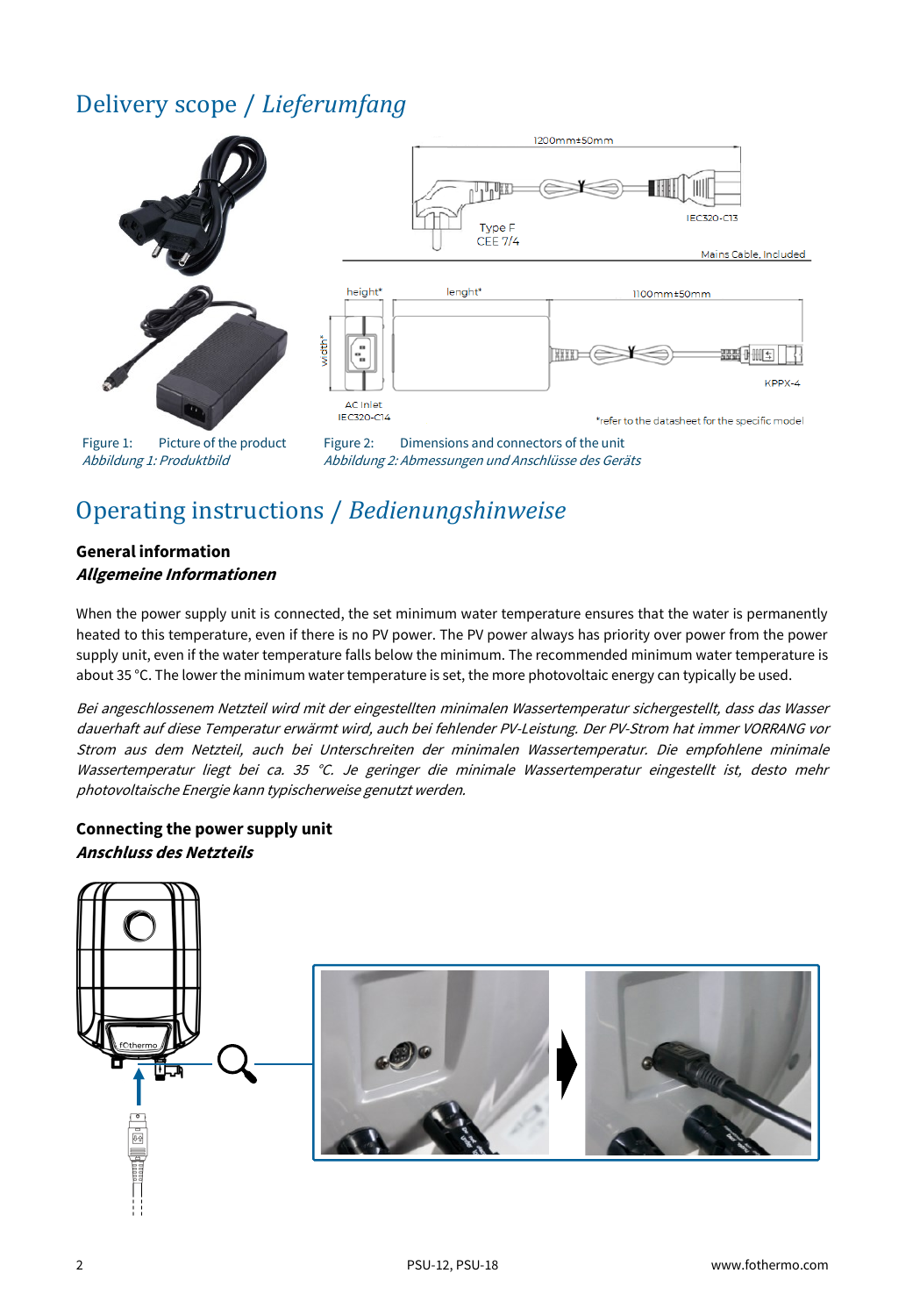# Delivery scope / *Lieferumfang*

Figure 1: Picture of the product
*Abbildung 1: Produktbild*

Figure 2: Dimensions and connectors of the unit
*Abbildung 2: Abmessungen und Anschlüsse des Geräts*

# Operating instructions / *Bedienungshinweise*

**General information**
***Allgemeine Informationen***

When the power supply unit is connected, the set minimum water temperature ensures that the water is permanently heated to this temperature, even if there is no PV power. The PV power always has priority over power from the power supply unit, even if the water temperature falls below the minimum. The recommended minimum water temperature is about 35 °C. The lower the minimum water temperature is set, the more photovoltaic energy can typically be used.

*Bei angeschlossenem Netzteil wird mit der eingestellten minimalen Wassertemperatur sichergestellt, dass das Wasser dauerhaft auf diese Temperatur erwärmt wird, auch bei fehlender PV-Leistung. Der PV-Strom hat immer VORRANG vor Strom aus dem Netzteil, auch bei Unterschreiten der minimalen Wassertemperatur. Die empfohlene minimale Wassertemperatur liegt bei ca. 35 °C. Je geringer die minimale Wassertemperatur eingestellt ist, desto mehr photovoltaische Energie kann typischerweise genutzt werden.*

**Connecting the power supply unit**
***Anschluss des Netzteils***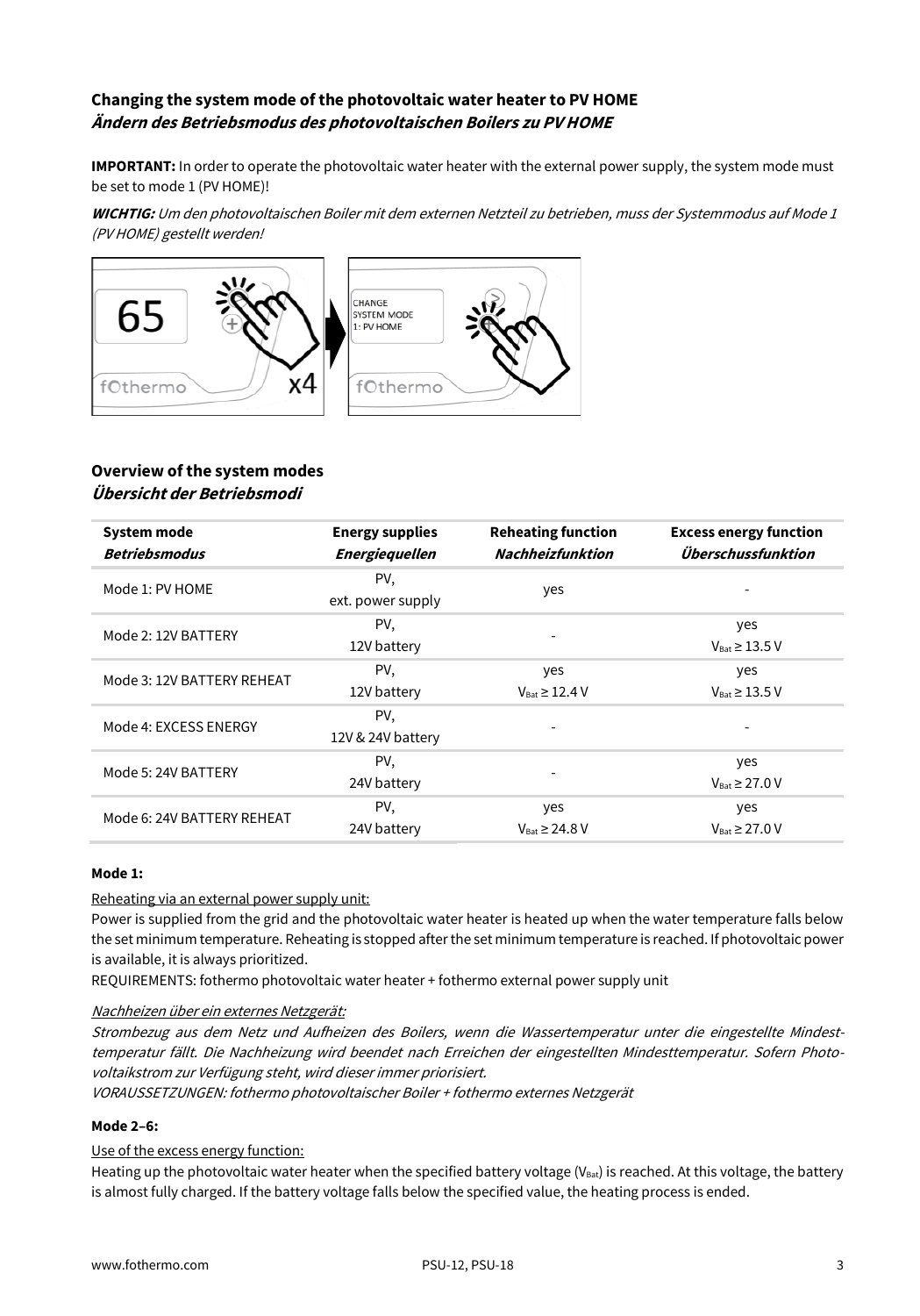## Changing the system mode of the photovoltaic water heater to PV HOME

## *Ändern des Betriebsmodus des photovoltaischen Boilers zu PV HOME*

**IMPORTANT:** In order to operate the photovoltaic water heater with the external power supply, the system mode must be set to mode 1 (PV HOME)!

***WICHTIG:*** *Um den photovoltaischen Boiler mit dem externen Netzteil zu betrieben, muss der Systemmodus auf Mode 1 (PV HOME) gestellt werden!*

## Overview of the system modes

## *Übersicht der Betriebsmodi*

| System mode *Betriebsmodus* | Energy supplies *Energiequellen* | Reheating function *Nachheizfunktion* | Excess energy function *Überschussfunktion* |
|---|---|---|---|
| Mode 1: PV HOME | PV, ext. power supply | yes | - |
| Mode 2: 12V BATTERY | PV, 12V battery | - | yes $V_{Bat} \geq 13.5$ V |
| Mode 3: 12V BATTERY REHEAT | PV, 12V battery | yes $V_{Bat} \geq 12.4$ V | yes $V_{Bat} \geq 13.5$ V |
| Mode 4: EXCESS ENERGY | PV, 12V & 24V battery | - | - |
| Mode 5: 24V BATTERY | PV, 24V battery | - | yes $V_{Bat} \geq 27.0$ V |
| Mode 6: 24V BATTERY REHEAT | PV, 24V battery | yes $V_{Bat} \geq 24.8$ V | yes $V_{Bat} \geq 27.0$ V |

**Mode 1:**

Reheating via an external power supply unit:

Power is supplied from the grid and the photovoltaic water heater is heated up when the water temperature falls below the set minimum temperature. Reheating is stopped after the set minimum temperature is reached. If photovoltaic power is available, it is always prioritized.

REQUIREMENTS: fothermo photovoltaic water heater + fothermo external power supply unit

*Nachheizen über ein externes Netzgerät:*

*Strombezug aus dem Netz und Aufheizen des Boilers, wenn die Wassertemperatur unter die eingestellte Mindesttemperatur fällt. Die Nachheizung wird beendet nach Erreichen der eingestellten Mindesttemperatur. Sofern Photovoltaikstrom zur Verfügung steht, wird dieser immer priorisiert.*

*VORAUSSETZUNGEN: fothermo photovoltaischer Boiler + fothermo externes Netzgerät*

**Mode 2–6:**

Use of the excess energy function:

Heating up the photovoltaic water heater when the specified battery voltage ($V_{Bat}$) is reached. At this voltage, the battery is almost fully charged. If the battery voltage falls below the specified value, the heating process is ended.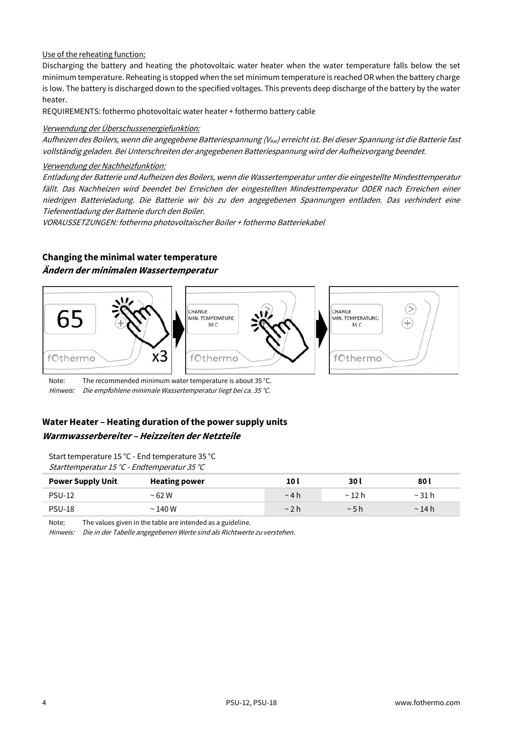Use of the reheating function:

Discharging the battery and heating the photovoltaic water heater when the water temperature falls below the set minimum temperature. Reheating is stopped when the set minimum temperature is reached OR when the battery charge is low. The battery is discharged down to the specified voltages. This prevents deep discharge of the battery by the water heater.

REQUIREMENTS: fothermo photovoltaic water heater + fothermo battery cable

*Verwendung der Überschussenergiefunktion:*

*Aufheizen des Boilers, wenn die angegebene Batteriespannung ($V_{Bat}$) erreicht ist. Bei dieser Spannung ist die Batterie fast vollständig geladen. Bei Unterschreiten der angegebenen Batteriespannung wird der Aufheizvorgang beendet.*

*Verwendung der Nachheizfunktion:*

*Entladung der Batterie und Aufheizen des Boilers, wenn die Wassertemperatur unter die eingestellte Mindesttemperatur fällt. Das Nachheizen wird beendet bei Erreichen der eingestellten Mindesttemperatur ODER nach Erreichen einer niedrigen Batterieladung. Die Batterie wir bis zu den angegebenen Spannungen entladen. Das verhindert eine Tiefenentladung der Batterie durch den Boiler.*

*VORAUSSETZUNGEN: fothermo photovoltaischer Boiler + fothermo Batteriekabel*

## Changing the minimal water temperature
## *Ändern der minimalen Wassertemperatur*

65 — x3 → CHANGE MIN. TEMPERATURE: 30 C → CHANGE MIN. TEMPERATURE: 35 C

Note: The recommended minimum water temperature is about 35 °C.
*Hinweis: Die empfohlene minimale Wassertemperatur liegt bei ca. 35 °C.*

## Water Heater – Heating duration of the power supply units
## *Warmwasserbereiter – Heizzeiten der Netzteile*

Start temperature 15 °C - End temperature 35 °C
*Starttemperatur 15 °C - Endtemperatur 35 °C*

| Power Supply Unit | Heating power | 10 l | 30 l | 80 l |
|---|---|---|---|---|
| PSU-12 | ~ 62 W | ~ 4 h | ~ 12 h | ~ 31 h |
| PSU-18 | ~ 140 W | ~ 2 h | ~ 5 h | ~ 14 h |

Note: The values given in the table are intended as a guideline.
*Hinweis: Die in der Tabelle angegebenen Werte sind als Richtwerte zu verstehen.*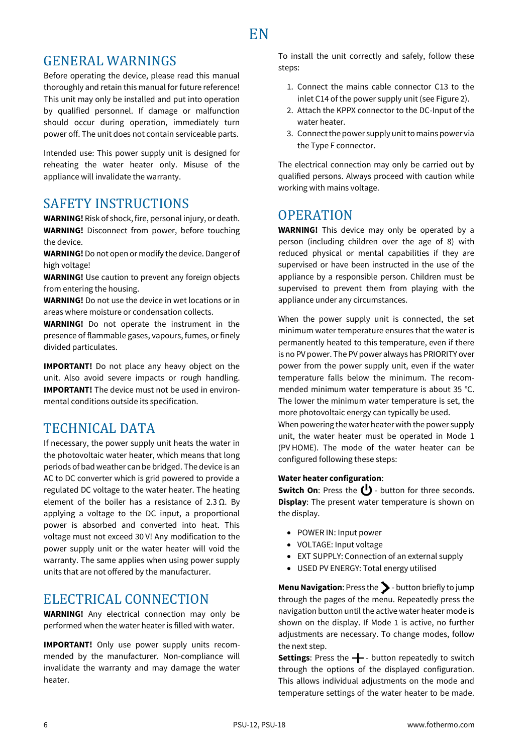EN

## GENERAL WARNINGS

Before operating the device, please read this manual thoroughly and retain this manual for future reference! This unit may only be installed and put into operation by qualified personnel. If damage or malfunction should occur during operation, immediately turn power off. The unit does not contain serviceable parts.

Intended use: This power supply unit is designed for reheating the water heater only. Misuse of the appliance will invalidate the warranty.

## SAFETY INSTRUCTIONS

**WARNING!** Risk of shock, fire, personal injury, or death.
**WARNING!** Disconnect from power, before touching the device.
**WARNING!** Do not open or modify the device. Danger of high voltage!
**WARNING!** Use caution to prevent any foreign objects from entering the housing.
**WARNING!** Do not use the device in wet locations or in areas where moisture or condensation collects.
**WARNING!** Do not operate the instrument in the presence of flammable gases, vapours, fumes, or finely divided particulates.

**IMPORTANT!** Do not place any heavy object on the unit. Also avoid severe impacts or rough handling.
**IMPORTANT!** The device must not be used in environmental conditions outside its specification.

## TECHNICAL DATA

If necessary, the power supply unit heats the water in the photovoltaic water heater, which means that long periods of bad weather can be bridged. The device is an AC to DC converter which is grid powered to provide a regulated DC voltage to the water heater. The heating element of the boiler has a resistance of 2.3 Ω. By applying a voltage to the DC input, a proportional power is absorbed and converted into heat. This voltage must not exceed 30 V! Any modification to the power supply unit or the water heater will void the warranty. The same applies when using power supply units that are not offered by the manufacturer.

## ELECTRICAL CONNECTION

**WARNING!** Any electrical connection may only be performed when the water heater is filled with water.

**IMPORTANT!** Only use power supply units recommended by the manufacturer. Non-compliance will invalidate the warranty and may damage the water heater.

To install the unit correctly and safely, follow these steps:

1. Connect the mains cable connector C13 to the inlet C14 of the power supply unit (see Figure 2).
2. Attach the KPPX connector to the DC-Input of the water heater.
3. Connect the power supply unit to mains power via the Type F connector.

The electrical connection may only be carried out by qualified persons. Always proceed with caution while working with mains voltage.

## OPERATION

**WARNING!** This device may only be operated by a person (including children over the age of 8) with reduced physical or mental capabilities if they are supervised or have been instructed in the use of the appliance by a responsible person. Children must be supervised to prevent them from playing with the appliance under any circumstances.

When the power supply unit is connected, the set minimum water temperature ensures that the water is permanently heated to this temperature, even if there is no PV power. The PV power always has PRIORITY over power from the power supply unit, even if the water temperature falls below the minimum. The recommended minimum water temperature is about 35 °C. The lower the minimum water temperature is set, the more photovoltaic energy can typically be used.
When powering the water heater with the power supply unit, the water heater must be operated in Mode 1 (PV HOME). The mode of the water heater can be configured following these steps:

**Water heater configuration**:
**Switch On**: Press the ⏻ - button for three seconds.
**Display**: The present water temperature is shown on the display.

- POWER IN: Input power
- VOLTAGE: Input voltage
- EXT SUPPLY: Connection of an external supply
- USED PV ENERGY: Total energy utilised

**Menu Navigation**: Press the ❯ - button briefly to jump through the pages of the menu. Repeatedly press the navigation button until the active water heater mode is shown on the display. If Mode 1 is active, no further adjustments are necessary. To change modes, follow the next step.
**Settings**: Press the + - button repeatedly to switch through the options of the displayed configuration. This allows individual adjustments on the mode and temperature settings of the water heater to be made.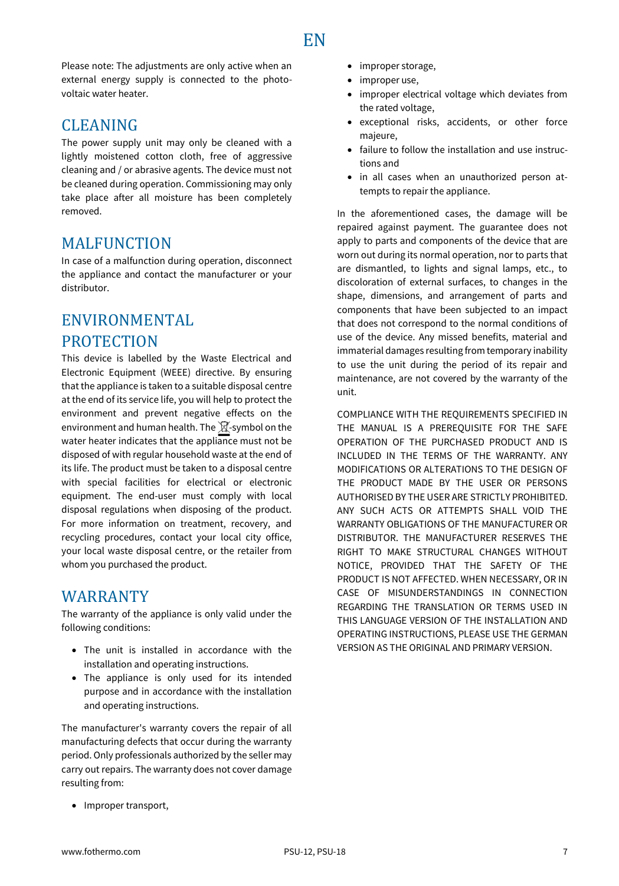Please note: The adjustments are only active when an external energy supply is connected to the photovoltaic water heater.

## CLEANING

The power supply unit may only be cleaned with a lightly moistened cotton cloth, free of aggressive cleaning and / or abrasive agents. The device must not be cleaned during operation. Commissioning may only take place after all moisture has been completely removed.

## MALFUNCTION

In case of a malfunction during operation, disconnect the appliance and contact the manufacturer or your distributor.

## ENVIRONMENTAL PROTECTION

This device is labelled by the Waste Electrical and Electronic Equipment (WEEE) directive. By ensuring that the appliance is taken to a suitable disposal centre at the end of its service life, you will help to protect the environment and prevent negative effects on the environment and human health. The ☒-symbol on the water heater indicates that the appliance must not be disposed of with regular household waste at the end of its life. The product must be taken to a disposal centre with special facilities for electrical or electronic equipment. The end-user must comply with local disposal regulations when disposing of the product. For more information on treatment, recovery, and recycling procedures, contact your local city office, your local waste disposal centre, or the retailer from whom you purchased the product.

## WARRANTY

The warranty of the appliance is only valid under the following conditions:

- The unit is installed in accordance with the installation and operating instructions.
- The appliance is only used for its intended purpose and in accordance with the installation and operating instructions.

The manufacturer's warranty covers the repair of all manufacturing defects that occur during the warranty period. Only professionals authorized by the seller may carry out repairs. The warranty does not cover damage resulting from:

- Improper transport,
- improper storage,
- improper use,
- improper electrical voltage which deviates from the rated voltage,
- exceptional risks, accidents, or other force majeure,
- failure to follow the installation and use instructions and
- in all cases when an unauthorized person attempts to repair the appliance.

In the aforementioned cases, the damage will be repaired against payment. The guarantee does not apply to parts and components of the device that are worn out during its normal operation, nor to parts that are dismantled, to lights and signal lamps, etc., to discoloration of external surfaces, to changes in the shape, dimensions, and arrangement of parts and components that have been subjected to an impact that does not correspond to the normal conditions of use of the device. Any missed benefits, material and immaterial damages resulting from temporary inability to use the unit during the period of its repair and maintenance, are not covered by the warranty of the unit.

COMPLIANCE WITH THE REQUIREMENTS SPECIFIED IN THE MANUAL IS A PREREQUISITE FOR THE SAFE OPERATION OF THE PURCHASED PRODUCT AND IS INCLUDED IN THE TERMS OF THE WARRANTY. ANY MODIFICATIONS OR ALTERATIONS TO THE DESIGN OF THE PRODUCT MADE BY THE USER OR PERSONS AUTHORISED BY THE USER ARE STRICTLY PROHIBITED. ANY SUCH ACTS OR ATTEMPTS SHALL VOID THE WARRANTY OBLIGATIONS OF THE MANUFACTURER OR DISTRIBUTOR. THE MANUFACTURER RESERVES THE RIGHT TO MAKE STRUCTURAL CHANGES WITHOUT NOTICE, PROVIDED THAT THE SAFETY OF THE PRODUCT IS NOT AFFECTED. WHEN NECESSARY, OR IN CASE OF MISUNDERSTANDINGS IN CONNECTION REGARDING THE TRANSLATION OR TERMS USED IN THIS LANGUAGE VERSION OF THE INSTALLATION AND OPERATING INSTRUCTIONS, PLEASE USE THE GERMAN VERSION AS THE ORIGINAL AND PRIMARY VERSION.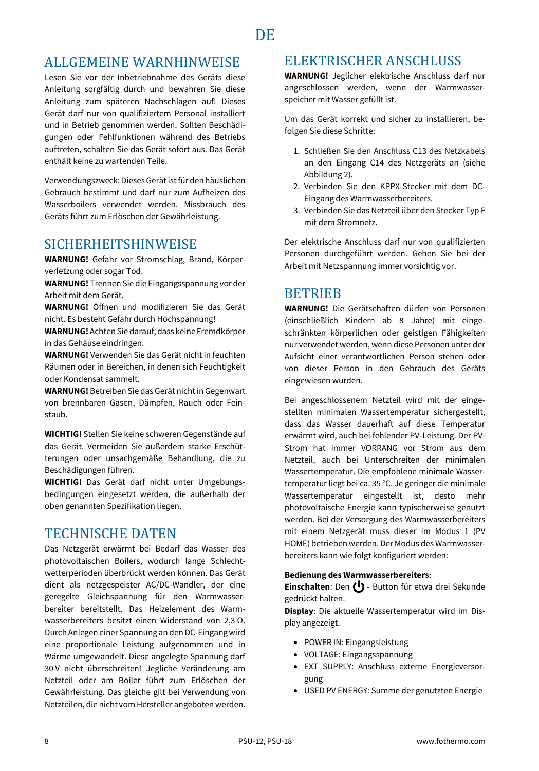DE

## ALLGEMEINE WARNHINWEISE

Lesen Sie vor der Inbetriebnahme des Geräts diese Anleitung sorgfältig durch und bewahren Sie diese Anleitung zum späteren Nachschlagen auf! Dieses Gerät darf nur von qualifiziertem Personal installiert und in Betrieb genommen werden. Sollten Beschädigungen oder Fehlfunktionen während des Betriebs auftreten, schalten Sie das Gerät sofort aus. Das Gerät enthält keine zu wartenden Teile.

Verwendungszweck: Dieses Gerät ist für den häuslichen Gebrauch bestimmt und darf nur zum Aufheizen des Wasserboilers verwendet werden. Missbrauch des Geräts führt zum Erlöschen der Gewährleistung.

## SICHERHEITSHINWEISE

**WARNUNG!** Gefahr vor Stromschlag, Brand, Körperverletzung oder sogar Tod.

**WARNUNG!** Trennen Sie die Eingangsspannung vor der Arbeit mit dem Gerät.

**WARNUNG!** Öffnen und modifizieren Sie das Gerät nicht. Es besteht Gefahr durch Hochspannung!

**WARNUNG!** Achten Sie darauf, dass keine Fremdkörper in das Gehäuse eindringen.

**WARNUNG!** Verwenden Sie das Gerät nicht in feuchten Räumen oder in Bereichen, in denen sich Feuchtigkeit oder Kondensat sammelt.

**WARNUNG!** Betreiben Sie das Gerät nicht in Gegenwart von brennbaren Gasen, Dämpfen, Rauch oder Feinstaub.

**WICHTIG!** Stellen Sie keine schweren Gegenstände auf das Gerät. Vermeiden Sie außerdem starke Erschütterungen oder unsachgemäße Behandlung, die zu Beschädigungen führen.

**WICHTIG!** Das Gerät darf nicht unter Umgebungsbedingungen eingesetzt werden, die außerhalb der oben genannten Spezifikation liegen.

## TECHNISCHE DATEN

Das Netzgerät erwärmt bei Bedarf das Wasser des photovoltaischen Boilers, wodurch lange Schlechtwetterperioden überbrückt werden können. Das Gerät dient als netzgespeister AC/DC-Wandler, der eine geregelte Gleichspannung für den Warmwasserbereiter bereitstellt. Das Heizelement des Warmwasserbereiters besitzt einen Widerstand von 2,3 Ω. Durch Anlegen einer Spannung an den DC-Eingang wird eine proportionale Leistung aufgenommen und in Wärme umgewandelt. Diese angelegte Spannung darf 30 V nicht überschreiten! Jegliche Veränderung am Netzteil oder am Boiler führt zum Erlöschen der Gewährleistung. Das gleiche gilt bei Verwendung von Netzteilen, die nicht vom Hersteller angeboten werden.

## ELEKTRISCHER ANSCHLUSS

**WARNUNG!** Jeglicher elektrische Anschluss darf nur angeschlossen werden, wenn der Warmwasserspeicher mit Wasser gefüllt ist.

Um das Gerät korrekt und sicher zu installieren, befolgen Sie diese Schritte:

1. Schließen Sie den Anschluss C13 des Netzkabels an den Eingang C14 des Netzgeräts an (siehe Abbildung 2).
2. Verbinden Sie den KPPX-Stecker mit dem DC-Eingang des Warmwasserbereiters.
3. Verbinden Sie das Netzteil über den Stecker Typ F mit dem Stromnetz.

Der elektrische Anschluss darf nur von qualifizierten Personen durchgeführt werden. Gehen Sie bei der Arbeit mit Netzspannung immer vorsichtig vor.

## BETRIEB

**WARNUNG!** Die Gerätschaften dürfen von Personen (einschließlich Kindern ab 8 Jahre) mit eingeschränkten körperlichen oder geistigen Fähigkeiten nur verwendet werden, wenn diese Personen unter der Aufsicht einer verantwortlichen Person stehen oder von dieser Person in den Gebrauch des Geräts eingewiesen wurden.

Bei angeschlossenem Netzteil wird mit der eingestellten minimalen Wassertemperatur sichergestellt, dass das Wasser dauerhaft auf diese Temperatur erwärmt wird, auch bei fehlender PV-Leistung. Der PV-Strom hat immer VORRANG vor Strom aus dem Netzteil, auch bei Unterschreiten der minimalen Wassertemperatur. Die empfohlene minimale Wassertemperatur liegt bei ca. 35 °C. Je geringer die minimale Wassertemperatur eingestellt ist, desto mehr photovoltaische Energie kann typischerweise genutzt werden. Bei der Versorgung des Warmwasserbereiters mit einem Netzgerät muss dieser im Modus 1 (PV HOME) betrieben werden. Der Modus des Warmwasserbereiters kann wie folgt konfiguriert werden:

**Bedienung des Warmwasserbereiters**:

**Einschalten**: Den ⏻ - Button für etwa drei Sekunde gedrückt halten.

**Display**: Die aktuelle Wassertemperatur wird im Display angezeigt.

- POWER IN: Eingangsleistung
- VOLTAGE: Eingangsspannung
- EXT SUPPLY: Anschluss externe Energieversorgung
- USED PV ENERGY: Summe der genutzten Energie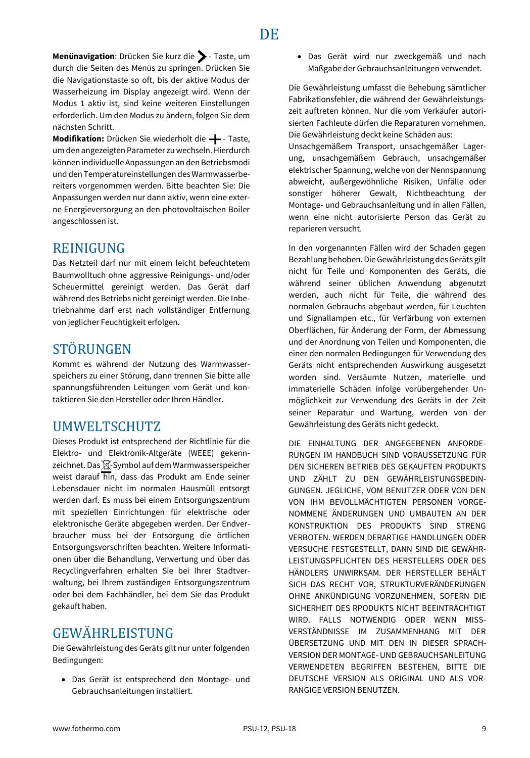**Menünavigation**: Drücken Sie kurz die ❯ - Taste, um durch die Seiten des Menüs zu springen. Drücken Sie die Navigationstaste so oft, bis der aktive Modus der Wasserheizung im Display angezeigt wird. Wenn der Modus 1 aktiv ist, sind keine weiteren Einstellungen erforderlich. Um den Modus zu ändern, folgen Sie dem nächsten Schritt.

**Modifikation:** Drücken Sie wiederholt die + - Taste, um den angezeigten Parameter zu wechseln. Hierdurch können individuelle Anpassungen an den Betriebsmodi und den Temperatureinstellungen des Warmwasserbereiters vorgenommen werden. Bitte beachten Sie: Die Anpassungen werden nur dann aktiv, wenn eine externe Energieversorgung an den photovoltaischen Boiler angeschlossen ist.

## REINIGUNG

Das Netzteil darf nur mit einem leicht befeuchtetem Baumwolltuch ohne aggressive Reinigungs- und/oder Scheuermittel gereinigt werden. Das Gerät darf während des Betriebs nicht gereinigt werden. Die Inbetriebnahme darf erst nach vollständiger Entfernung von jeglicher Feuchtigkeit erfolgen.

## STÖRUNGEN

Kommt es während der Nutzung des Warmwasserspeichers zu einer Störung, dann trennen Sie bitte alle spannungsführenden Leitungen vom Gerät und kontaktieren Sie den Hersteller oder Ihren Händler.

## UMWELTSCHUTZ

Dieses Produkt ist entsprechend der Richtlinie für die Elektro- und Elektronik-Altgeräte (WEEE) gekennzeichnet. Das ☒-Symbol auf dem Warmwasserspeicher weist darauf hin, dass das Produkt am Ende seiner Lebensdauer nicht im normalen Hausmüll entsorgt werden darf. Es muss bei einem Entsorgungszentrum mit speziellen Einrichtungen für elektrische oder elektronische Geräte abgegeben werden. Der Endverbraucher muss bei der Entsorgung die örtlichen Entsorgungsvorschriften beachten. Weitere Informationen über die Behandlung, Verwertung und über das Recyclingverfahren erhalten Sie bei Ihrer Stadtverwaltung, bei Ihrem zuständigen Entsorgungszentrum oder bei dem Fachhändler, bei dem Sie das Produkt gekauft haben.

## GEWÄHRLEISTUNG

Die Gewährleistung des Geräts gilt nur unter folgenden Bedingungen:

- Das Gerät ist entsprechend den Montage- und Gebrauchsanleitungen installiert.
- Das Gerät wird nur zweckgemäß und nach Maßgabe der Gebrauchsanleitungen verwendet.

Die Gewährleistung umfasst die Behebung sämtlicher Fabrikationsfehler, die während der Gewährleistungszeit auftreten können. Nur die vom Verkäufer autorisierten Fachleute dürfen die Reparaturen vornehmen. Die Gewährleistung deckt keine Schäden aus:
Unsachgemäßem Transport, unsachgemäßer Lagerung, unsachgemäßem Gebrauch, unsachgemäßer elektrischer Spannung, welche von der Nennspannung abweicht, außergewöhnliche Risiken, Unfälle oder sonstiger höherer Gewalt, Nichtbeachtung der Montage- und Gebrauchsanleitung und in allen Fällen, wenn eine nicht autorisierte Person das Gerät zu reparieren versucht.

In den vorgenannten Fällen wird der Schaden gegen Bezahlung behoben. Die Gewährleistung des Geräts gilt nicht für Teile und Komponenten des Geräts, die während seiner üblichen Anwendung abgenutzt werden, auch nicht für Teile, die während des normalen Gebrauchs abgebaut werden, für Leuchten und Signallampen etc., für Verfärbung von externen Oberflächen, für Änderung der Form, der Abmessung und der Anordnung von Teilen und Komponenten, die einer den normalen Bedingungen für Verwendung des Geräts nicht entsprechenden Auswirkung ausgesetzt worden sind. Versäumte Nutzen, materielle und immaterielle Schäden infolge vorübergehender Unmöglichkeit zur Verwendung des Geräts in der Zeit seiner Reparatur und Wartung, werden von der Gewährleistung des Geräts nicht gedeckt.

DIE EINHALTUNG DER ANGEGEBENEN ANFORDERUNGEN IM HANDBUCH SIND VORAUSSETZUNG FÜR DEN SICHEREN BETRIEB DES GEKAUFTEN PRODUKTS UND ZÄHLT ZU DEN GEWÄHRLEISTUNGSBEDINGUNGEN. JEGLICHE, VOM BENUTZER ODER VON DEN VON IHM BEVOLLMÄCHTIGTEN PERSONEN VORGENOMMENE ÄNDERUNGEN UND UMBAUTEN AN DER KONSTRUKTION DES PRODUKTS SIND STRENG VERBOTEN. WERDEN DERARTIGE HANDLUNGEN ODER VERSUCHE FESTGESTELLT, DANN SIND DIE GEWÄHRLEISTUNGSPFLICHTEN DES HERSTELLERS ODER DES HÄNDLERS UNWIRKSAM. DER HERSTELLER BEHÄLT SICH DAS RECHT VOR, STRUKTURVERÄNDERUNGEN OHNE ANKÜNDIGUNG VORZUNEHMEN, SOFERN DIE SICHERHEIT DES RPODUKTS NICHT BEEINTRÄCHTIGT WIRD. FALLS NOTWENDIG ODER WENN MISSVERSTÄNDNISSE IM ZUSAMMENHANG MIT DER ÜBERSETZUNG UND MIT DEN IN DIESER SPRACHVERSION DER MONTAGE- UND GEBRAUCHSANLEITUNG VERWENDETEN BEGRIFFEN BESTEHEN, BITTE DIE DEUTSCHE VERSION ALS ORIGINAL UND ALS VORRANGIGE VERSION BENUTZEN.